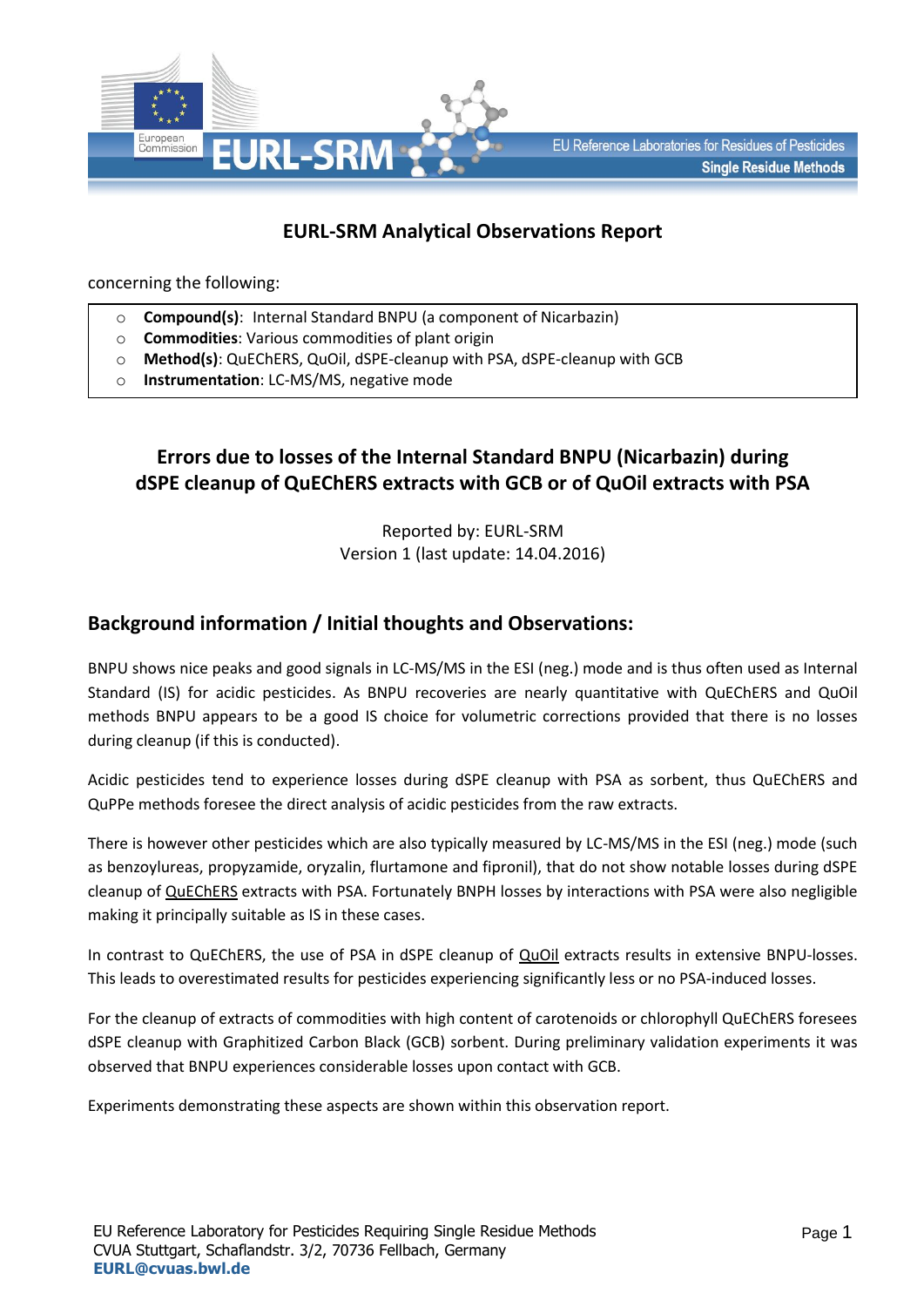## EURL-SRM Analytical Observations Report

concerning the following:

- **Compound(s)**: Internal Standard BNPU (a component of Nicarbazin)
- **Commodities**: Various commodities of plant origin
- **Method(s)**: QuEChERS, QuOil, dSPE-cleanup with PSA, dSPE-cleanup with GCB
- **Instrumentation**: LC-MS/MS, negative mode

# Errors due to losses of the Internal Standard BNPU (Nicarbazin) during dSPE cleanup of QuEChERS extracts with GCB or of QuOil extracts with PSA

Reported by: EURL-SRM
Version 1 (last update: 14.04.2016)

## Background information / Initial thoughts and Observations:

BNPU shows nice peaks and good signals in LC-MS/MS in the ESI (neg.) mode and is thus often used as Internal Standard (IS) for acidic pesticides. As BNPU recoveries are nearly quantitative with QuEChERS and QuOil methods BNPU appears to be a good IS choice for volumetric corrections provided that there is no losses during cleanup (if this is conducted).

Acidic pesticides tend to experience losses during dSPE cleanup with PSA as sorbent, thus QuEChERS and QuPPe methods foresee the direct analysis of acidic pesticides from the raw extracts.

There is however other pesticides which are also typically measured by LC-MS/MS in the ESI (neg.) mode (such as benzoylureas, propyzamide, oryzalin, flurtamone and fipronil), that do not show notable losses during dSPE cleanup of QuEChERS extracts with PSA. Fortunately BNPH losses by interactions with PSA were also negligible making it principally suitable as IS in these cases.

In contrast to QuEChERS, the use of PSA in dSPE cleanup of QuOil extracts results in extensive BNPU-losses. This leads to overestimated results for pesticides experiencing significantly less or no PSA-induced losses.

For the cleanup of extracts of commodities with high content of carotenoids or chlorophyll QuEChERS foresees dSPE cleanup with Graphitized Carbon Black (GCB) sorbent. During preliminary validation experiments it was observed that BNPU experiences considerable losses upon contact with GCB.

Experiments demonstrating these aspects are shown within this observation report.

EU Reference Laboratory for Pesticides Requiring Single Residue Methods
CVUA Stuttgart, Schaflandstr. 3/2, 70736 Fellbach, Germany
**EURL@cvuas.bwl.de**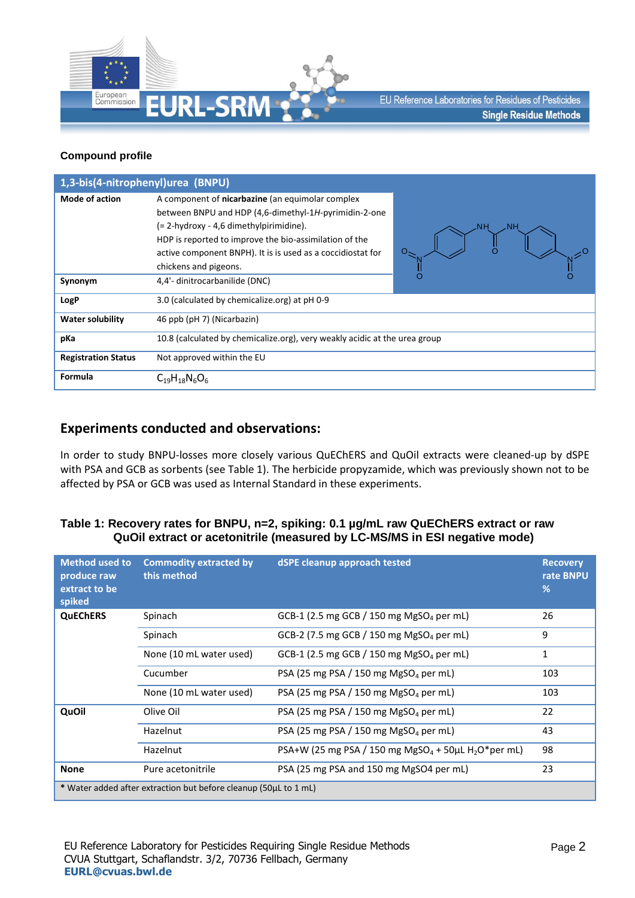**Compound profile**

| 1,3-bis(4-nitrophenyl)urea (BNPU) | |
|---|---|
| **Mode of action** | A component of **nicarbazine** (an equimolar complex between BNPU and HDP (4,6-dimethyl-1*H*-pyrimidin-2-one (= 2-hydroxy - 4,6 dimethylpirimidine). HDP is reported to improve the bio-assimilation of the active component BNPH). It is is used as a coccidiostat for chickens and pigeons. |
| **Synonym** | 4,4'- dinitrocarbanilide (DNC) |
| **LogP** | 3.0 (calculated by chemicalize.org) at pH 0-9 |
| **Water solubility** | 46 ppb (pH 7) (Nicarbazin) |
| **pKa** | 10.8 (calculated by chemicalize.org), very weakly acidic at the urea group |
| **Registration Status** | Not approved within the EU |
| **Formula** | $C_{19}H_{18}N_6O_6$ |

## Experiments conducted and observations:

In order to study BNPU-losses more closely various QuEChERS and QuOil extracts were cleaned-up by dSPE with PSA and GCB as sorbents (see Table 1). The herbicide propyzamide, which was previously shown not to be affected by PSA or GCB was used as Internal Standard in these experiments.

**Table 1: Recovery rates for BNPU, n=2, spiking: 0.1 µg/mL raw QuEChERS extract or raw QuOil extract or acetonitrile (measured by LC-MS/MS in ESI negative mode)**

| Method used to produce raw extract to be spiked | Commodity extracted by this method | dSPE cleanup approach tested | Recovery rate BNPU % |
|---|---|---|---|
| **QuEChERS** | Spinach | GCB-1 (2.5 mg GCB / 150 mg $MgSO_4$ per mL) | 26 |
| | Spinach | GCB-2 (7.5 mg GCB / 150 mg $MgSO_4$ per mL) | 9 |
| | None (10 mL water used) | GCB-1 (2.5 mg GCB / 150 mg $MgSO_4$ per mL) | 1 |
| | Cucumber | PSA (25 mg PSA / 150 mg $MgSO_4$ per mL) | 103 |
| | None (10 mL water used) | PSA (25 mg PSA / 150 mg $MgSO_4$ per mL) | 103 |
| **QuOil** | Olive Oil | PSA (25 mg PSA / 150 mg $MgSO_4$ per mL) | 22 |
| | Hazelnut | PSA (25 mg PSA / 150 mg $MgSO_4$ per mL) | 43 |
| | Hazelnut | PSA+W (25 mg PSA / 150 mg $MgSO_4$ + 50µL $H_2O$*per mL) | 98 |
| **None** | Pure acetonitrile | PSA (25 mg PSA and 150 mg MgSO4 per mL) | 23 |

\* Water added after extraction but before cleanup (50µL to 1 mL)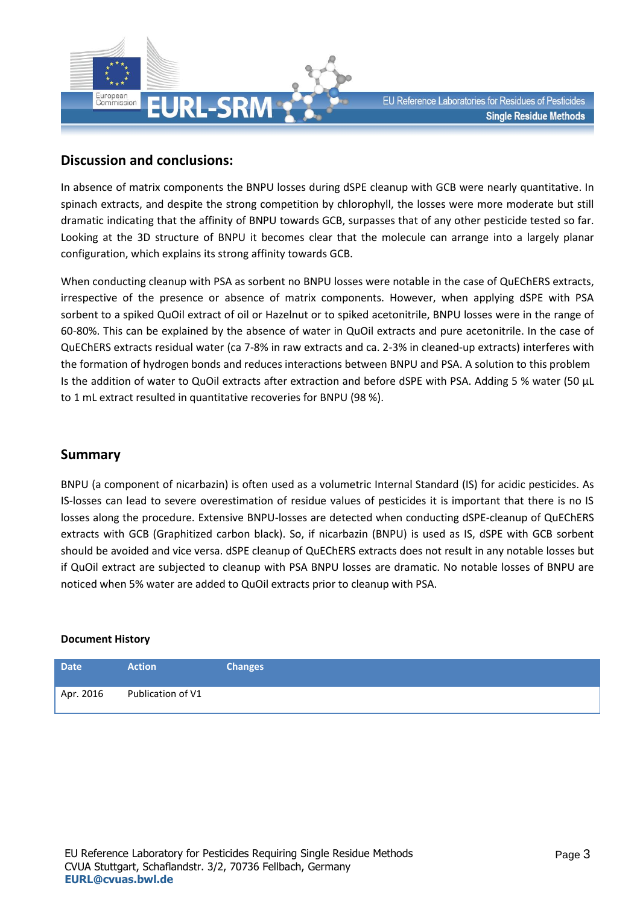## Discussion and conclusions:

In absence of matrix components the BNPU losses during dSPE cleanup with GCB were nearly quantitative. In spinach extracts, and despite the strong competition by chlorophyll, the losses were more moderate but still dramatic indicating that the affinity of BNPU towards GCB, surpasses that of any other pesticide tested so far. Looking at the 3D structure of BNPU it becomes clear that the molecule can arrange into a largely planar configuration, which explains its strong affinity towards GCB.

When conducting cleanup with PSA as sorbent no BNPU losses were notable in the case of QuEChERS extracts, irrespective of the presence or absence of matrix components. However, when applying dSPE with PSA sorbent to a spiked QuOil extract of oil or Hazelnut or to spiked acetonitrile, BNPU losses were in the range of 60-80%. This can be explained by the absence of water in QuOil extracts and pure acetonitrile. In the case of QuEChERS extracts residual water (ca 7-8% in raw extracts and ca. 2-3% in cleaned-up extracts) interferes with the formation of hydrogen bonds and reduces interactions between BNPU and PSA. A solution to this problem Is the addition of water to QuOil extracts after extraction and before dSPE with PSA. Adding 5 % water (50 µL to 1 mL extract resulted in quantitative recoveries for BNPU (98 %).

## Summary

BNPU (a component of nicarbazin) is often used as a volumetric Internal Standard (IS) for acidic pesticides. As IS-losses can lead to severe overestimation of residue values of pesticides it is important that there is no IS losses along the procedure. Extensive BNPU-losses are detected when conducting dSPE-cleanup of QuEChERS extracts with GCB (Graphitized carbon black). So, if nicarbazin (BNPU) is used as IS, dSPE with GCB sorbent should be avoided and vice versa. dSPE cleanup of QuEChERS extracts does not result in any notable losses but if QuOil extract are subjected to cleanup with PSA BNPU losses are dramatic. No notable losses of BNPU are noticed when 5% water are added to QuOil extracts prior to cleanup with PSA.

**Document History**

| Date | Action | Changes |
|---|---|---|
| Apr. 2016 | Publication of V1 | |